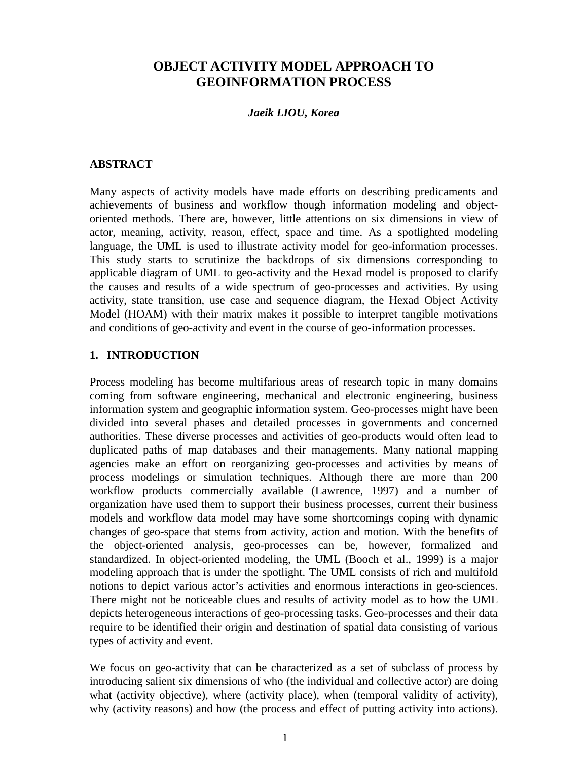# OBJECT ACTIVITY MODEL APPROACH TO GEOINFORMATION PROCESS

***Jaeik LIOU, Korea***

## ABSTRACT

Many aspects of activity models have made efforts on describing predicaments and achievements of business and workflow though information modeling and object-oriented methods. There are, however, little attentions on six dimensions in view of actor, meaning, activity, reason, effect, space and time. As a spotlighted modeling language, the UML is used to illustrate activity model for geo-information processes. This study starts to scrutinize the backdrops of six dimensions corresponding to applicable diagram of UML to geo-activity and the Hexad model is proposed to clarify the causes and results of a wide spectrum of geo-processes and activities. By using activity, state transition, use case and sequence diagram, the Hexad Object Activity Model (HOAM) with their matrix makes it possible to interpret tangible motivations and conditions of geo-activity and event in the course of geo-information processes.

## 1. INTRODUCTION

Process modeling has become multifarious areas of research topic in many domains coming from software engineering, mechanical and electronic engineering, business information system and geographic information system. Geo-processes might have been divided into several phases and detailed processes in governments and concerned authorities. These diverse processes and activities of geo-products would often lead to duplicated paths of map databases and their managements. Many national mapping agencies make an effort on reorganizing geo-processes and activities by means of process modelings or simulation techniques. Although there are more than 200 workflow products commercially available (Lawrence, 1997) and a number of organization have used them to support their business processes, current their business models and workflow data model may have some shortcomings coping with dynamic changes of geo-space that stems from activity, action and motion. With the benefits of the object-oriented analysis, geo-processes can be, however, formalized and standardized. In object-oriented modeling, the UML (Booch et al., 1999) is a major modeling approach that is under the spotlight. The UML consists of rich and multifold notions to depict various actor's activities and enormous interactions in geo-sciences. There might not be noticeable clues and results of activity model as to how the UML depicts heterogeneous interactions of geo-processing tasks. Geo-processes and their data require to be identified their origin and destination of spatial data consisting of various types of activity and event.

We focus on geo-activity that can be characterized as a set of subclass of process by introducing salient six dimensions of who (the individual and collective actor) are doing what (activity objective), where (activity place), when (temporal validity of activity), why (activity reasons) and how (the process and effect of putting activity into actions).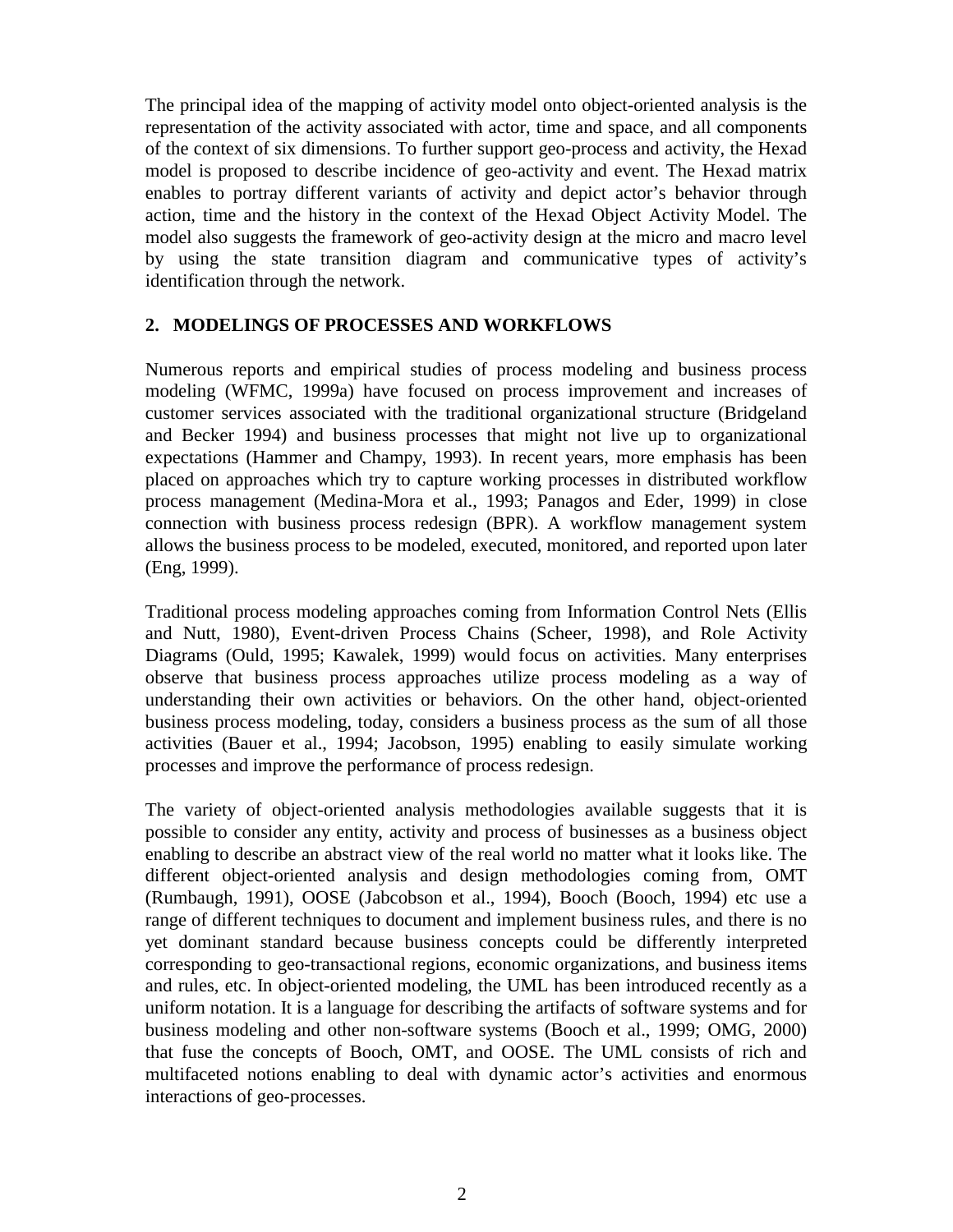The principal idea of the mapping of activity model onto object-oriented analysis is the representation of the activity associated with actor, time and space, and all components of the context of six dimensions. To further support geo-process and activity, the Hexad model is proposed to describe incidence of geo-activity and event. The Hexad matrix enables to portray different variants of activity and depict actor's behavior through action, time and the history in the context of the Hexad Object Activity Model. The model also suggests the framework of geo-activity design at the micro and macro level by using the state transition diagram and communicative types of activity's identification through the network.

## 2. MODELINGS OF PROCESSES AND WORKFLOWS

Numerous reports and empirical studies of process modeling and business process modeling (WFMC, 1999a) have focused on process improvement and increases of customer services associated with the traditional organizational structure (Bridgeland and Becker 1994) and business processes that might not live up to organizational expectations (Hammer and Champy, 1993). In recent years, more emphasis has been placed on approaches which try to capture working processes in distributed workflow process management (Medina-Mora et al., 1993; Panagos and Eder, 1999) in close connection with business process redesign (BPR). A workflow management system allows the business process to be modeled, executed, monitored, and reported upon later (Eng, 1999).

Traditional process modeling approaches coming from Information Control Nets (Ellis and Nutt, 1980), Event-driven Process Chains (Scheer, 1998), and Role Activity Diagrams (Ould, 1995; Kawalek, 1999) would focus on activities. Many enterprises observe that business process approaches utilize process modeling as a way of understanding their own activities or behaviors. On the other hand, object-oriented business process modeling, today, considers a business process as the sum of all those activities (Bauer et al., 1994; Jacobson, 1995) enabling to easily simulate working processes and improve the performance of process redesign.

The variety of object-oriented analysis methodologies available suggests that it is possible to consider any entity, activity and process of businesses as a business object enabling to describe an abstract view of the real world no matter what it looks like. The different object-oriented analysis and design methodologies coming from, OMT (Rumbaugh, 1991), OOSE (Jabcobson et al., 1994), Booch (Booch, 1994) etc use a range of different techniques to document and implement business rules, and there is no yet dominant standard because business concepts could be differently interpreted corresponding to geo-transactional regions, economic organizations, and business items and rules, etc. In object-oriented modeling, the UML has been introduced recently as a uniform notation. It is a language for describing the artifacts of software systems and for business modeling and other non-software systems (Booch et al., 1999; OMG, 2000) that fuse the concepts of Booch, OMT, and OOSE. The UML consists of rich and multifaceted notions enabling to deal with dynamic actor's activities and enormous interactions of geo-processes.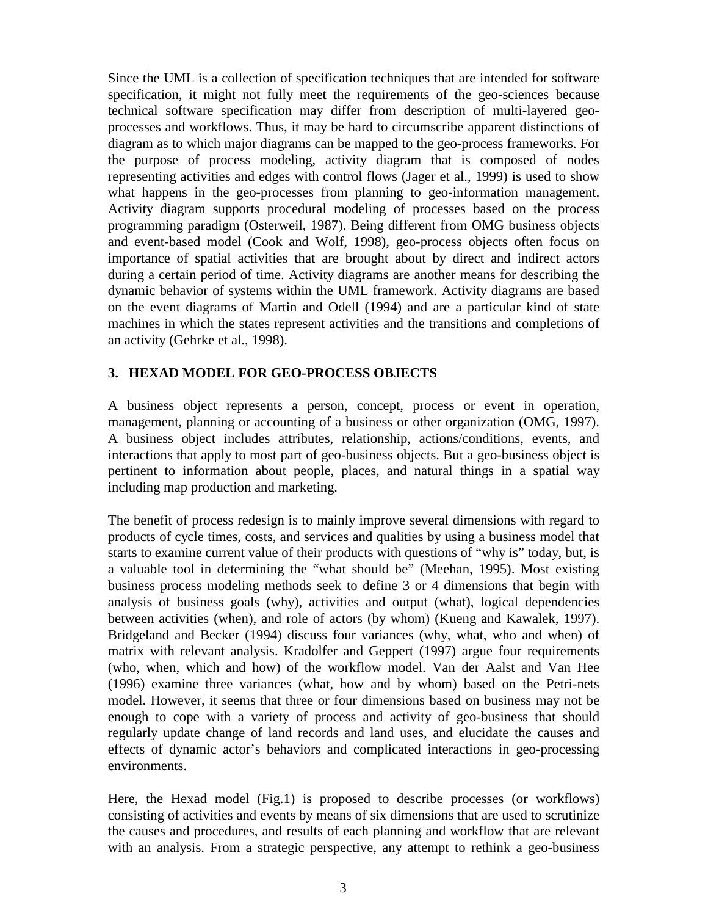Since the UML is a collection of specification techniques that are intended for software specification, it might not fully meet the requirements of the geo-sciences because technical software specification may differ from description of multi-layered geo-processes and workflows. Thus, it may be hard to circumscribe apparent distinctions of diagram as to which major diagrams can be mapped to the geo-process frameworks. For the purpose of process modeling, activity diagram that is composed of nodes representing activities and edges with control flows (Jager et al., 1999) is used to show what happens in the geo-processes from planning to geo-information management. Activity diagram supports procedural modeling of processes based on the process programming paradigm (Osterweil, 1987). Being different from OMG business objects and event-based model (Cook and Wolf, 1998), geo-process objects often focus on importance of spatial activities that are brought about by direct and indirect actors during a certain period of time. Activity diagrams are another means for describing the dynamic behavior of systems within the UML framework. Activity diagrams are based on the event diagrams of Martin and Odell (1994) and are a particular kind of state machines in which the states represent activities and the transitions and completions of an activity (Gehrke et al., 1998).

## 3. HEXAD MODEL FOR GEO-PROCESS OBJECTS

A business object represents a person, concept, process or event in operation, management, planning or accounting of a business or other organization (OMG, 1997). A business object includes attributes, relationship, actions/conditions, events, and interactions that apply to most part of geo-business objects. But a geo-business object is pertinent to information about people, places, and natural things in a spatial way including map production and marketing.

The benefit of process redesign is to mainly improve several dimensions with regard to products of cycle times, costs, and services and qualities by using a business model that starts to examine current value of their products with questions of "why is" today, but, is a valuable tool in determining the "what should be" (Meehan, 1995). Most existing business process modeling methods seek to define 3 or 4 dimensions that begin with analysis of business goals (why), activities and output (what), logical dependencies between activities (when), and role of actors (by whom) (Kueng and Kawalek, 1997). Bridgeland and Becker (1994) discuss four variances (why, what, who and when) of matrix with relevant analysis. Kradolfer and Geppert (1997) argue four requirements (who, when, which and how) of the workflow model. Van der Aalst and Van Hee (1996) examine three variances (what, how and by whom) based on the Petri-nets model. However, it seems that three or four dimensions based on business may not be enough to cope with a variety of process and activity of geo-business that should regularly update change of land records and land uses, and elucidate the causes and effects of dynamic actor's behaviors and complicated interactions in geo-processing environments.

Here, the Hexad model (Fig.1) is proposed to describe processes (or workflows) consisting of activities and events by means of six dimensions that are used to scrutinize the causes and procedures, and results of each planning and workflow that are relevant with an analysis. From a strategic perspective, any attempt to rethink a geo-business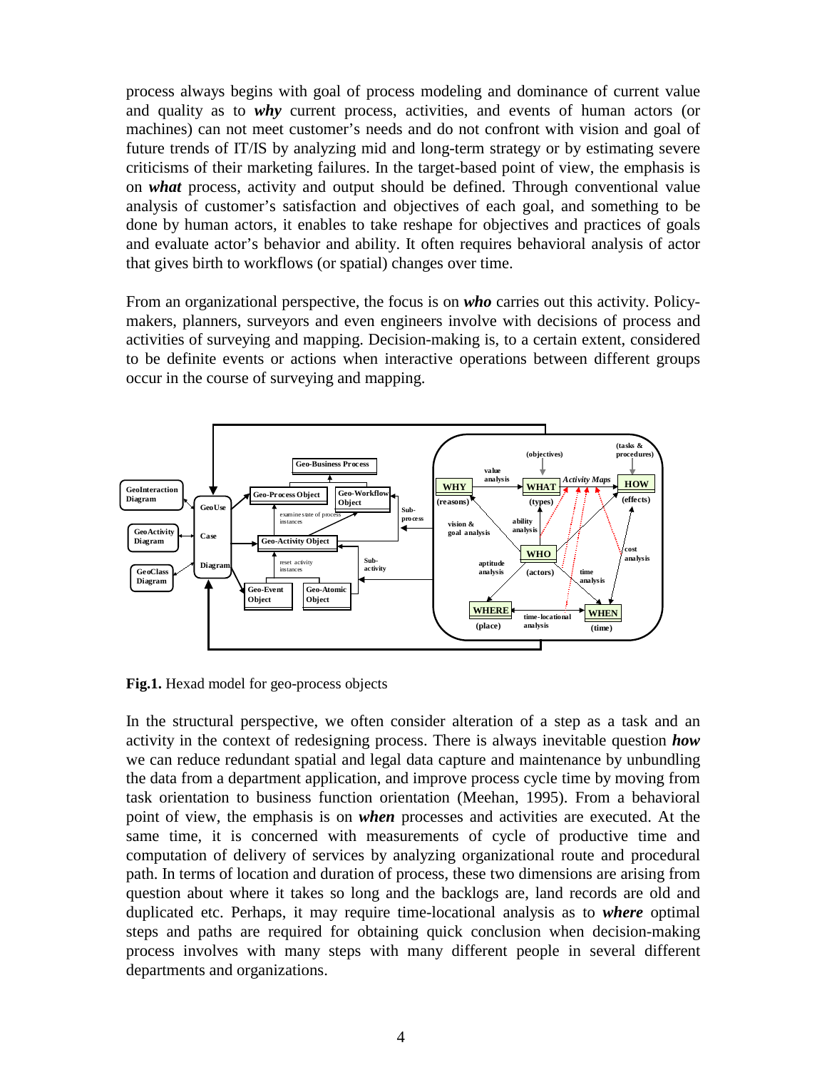process always begins with goal of process modeling and dominance of current value and quality as to ***why*** current process, activities, and events of human actors (or machines) can not meet customer's needs and do not confront with vision and goal of future trends of IT/IS by analyzing mid and long-term strategy or by estimating severe criticisms of their marketing failures. In the target-based point of view, the emphasis is on ***what*** process, activity and output should be defined. Through conventional value analysis of customer's satisfaction and objectives of each goal, and something to be done by human actors, it enables to take reshape for objectives and practices of goals and evaluate actor's behavior and ability. It often requires behavioral analysis of actor that gives birth to workflows (or spatial) changes over time.

From an organizational perspective, the focus is on ***who*** carries out this activity. Policy-makers, planners, surveyors and even engineers involve with decisions of process and activities of surveying and mapping. Decision-making is, to a certain extent, considered to be definite events or actions when interactive operations between different groups occur in the course of surveying and mapping.

**Fig.1.** Hexad model for geo-process objects

In the structural perspective, we often consider alteration of a step as a task and an activity in the context of redesigning process. There is always inevitable question ***how*** we can reduce redundant spatial and legal data capture and maintenance by unbundling the data from a department application, and improve process cycle time by moving from task orientation to business function orientation (Meehan, 1995). From a behavioral point of view, the emphasis is on ***when*** processes and activities are executed. At the same time, it is concerned with measurements of cycle of productive time and computation of delivery of services by analyzing organizational route and procedural path. In terms of location and duration of process, these two dimensions are arising from question about where it takes so long and the backlogs are, land records are old and duplicated etc. Perhaps, it may require time-locational analysis as to ***where*** optimal steps and paths are required for obtaining quick conclusion when decision-making process involves with many steps with many different people in several different departments and organizations.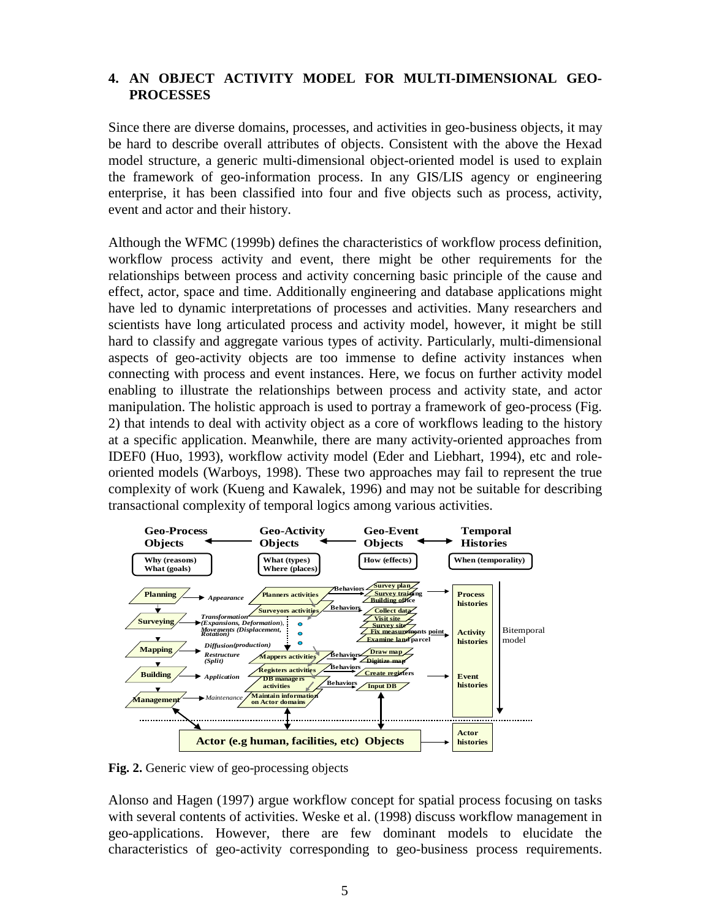## 4. AN OBJECT ACTIVITY MODEL FOR MULTI-DIMENSIONAL GEO-PROCESSES

Since there are diverse domains, processes, and activities in geo-business objects, it may be hard to describe overall attributes of objects. Consistent with the above the Hexad model structure, a generic multi-dimensional object-oriented model is used to explain the framework of geo-information process. In any GIS/LIS agency or engineering enterprise, it has been classified into four and five objects such as process, activity, event and actor and their history.

Although the WFMC (1999b) defines the characteristics of workflow process definition, workflow process activity and event, there might be other requirements for the relationships between process and activity concerning basic principle of the cause and effect, actor, space and time. Additionally engineering and database applications might have led to dynamic interpretations of processes and activities. Many researchers and scientists have long articulated process and activity model, however, it might be still hard to classify and aggregate various types of activity. Particularly, multi-dimensional aspects of geo-activity objects are too immense to define activity instances when connecting with process and event instances. Here, we focus on further activity model enabling to illustrate the relationships between process and activity state, and actor manipulation. The holistic approach is used to portray a framework of geo-process (Fig. 2) that intends to deal with activity object as a core of workflows leading to the history at a specific application. Meanwhile, there are many activity-oriented approaches from IDEF0 (Huo, 1993), workflow activity model (Eder and Liebhart, 1994), etc and role-oriented models (Warboys, 1998). These two approaches may fail to represent the true complexity of work (Kueng and Kawalek, 1996) and may not be suitable for describing transactional complexity of temporal logics among various activities.

**Fig. 2.** Generic view of geo-processing objects

Alonso and Hagen (1997) argue workflow concept for spatial process focusing on tasks with several contents of activities. Weske et al. (1998) discuss workflow management in geo-applications. However, there are few dominant models to elucidate the characteristics of geo-activity corresponding to geo-business process requirements.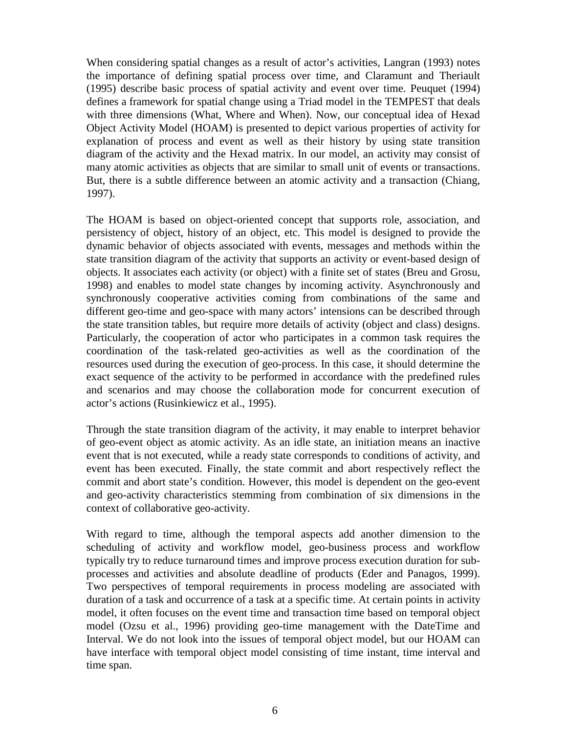When considering spatial changes as a result of actor's activities, Langran (1993) notes the importance of defining spatial process over time, and Claramunt and Theriault (1995) describe basic process of spatial activity and event over time. Peuquet (1994) defines a framework for spatial change using a Triad model in the TEMPEST that deals with three dimensions (What, Where and When). Now, our conceptual idea of Hexad Object Activity Model (HOAM) is presented to depict various properties of activity for explanation of process and event as well as their history by using state transition diagram of the activity and the Hexad matrix. In our model, an activity may consist of many atomic activities as objects that are similar to small unit of events or transactions. But, there is a subtle difference between an atomic activity and a transaction (Chiang, 1997).

The HOAM is based on object-oriented concept that supports role, association, and persistency of object, history of an object, etc. This model is designed to provide the dynamic behavior of objects associated with events, messages and methods within the state transition diagram of the activity that supports an activity or event-based design of objects. It associates each activity (or object) with a finite set of states (Breu and Grosu, 1998) and enables to model state changes by incoming activity. Asynchronously and synchronously cooperative activities coming from combinations of the same and different geo-time and geo-space with many actors' intensions can be described through the state transition tables, but require more details of activity (object and class) designs. Particularly, the cooperation of actor who participates in a common task requires the coordination of the task-related geo-activities as well as the coordination of the resources used during the execution of geo-process. In this case, it should determine the exact sequence of the activity to be performed in accordance with the predefined rules and scenarios and may choose the collaboration mode for concurrent execution of actor's actions (Rusinkiewicz et al., 1995).

Through the state transition diagram of the activity, it may enable to interpret behavior of geo-event object as atomic activity. As an idle state, an initiation means an inactive event that is not executed, while a ready state corresponds to conditions of activity, and event has been executed. Finally, the state commit and abort respectively reflect the commit and abort state's condition. However, this model is dependent on the geo-event and geo-activity characteristics stemming from combination of six dimensions in the context of collaborative geo-activity.

With regard to time, although the temporal aspects add another dimension to the scheduling of activity and workflow model, geo-business process and workflow typically try to reduce turnaround times and improve process execution duration for sub-processes and activities and absolute deadline of products (Eder and Panagos, 1999). Two perspectives of temporal requirements in process modeling are associated with duration of a task and occurrence of a task at a specific time. At certain points in activity model, it often focuses on the event time and transaction time based on temporal object model (Ozsu et al., 1996) providing geo-time management with the DateTime and Interval. We do not look into the issues of temporal object model, but our HOAM can have interface with temporal object model consisting of time instant, time interval and time span.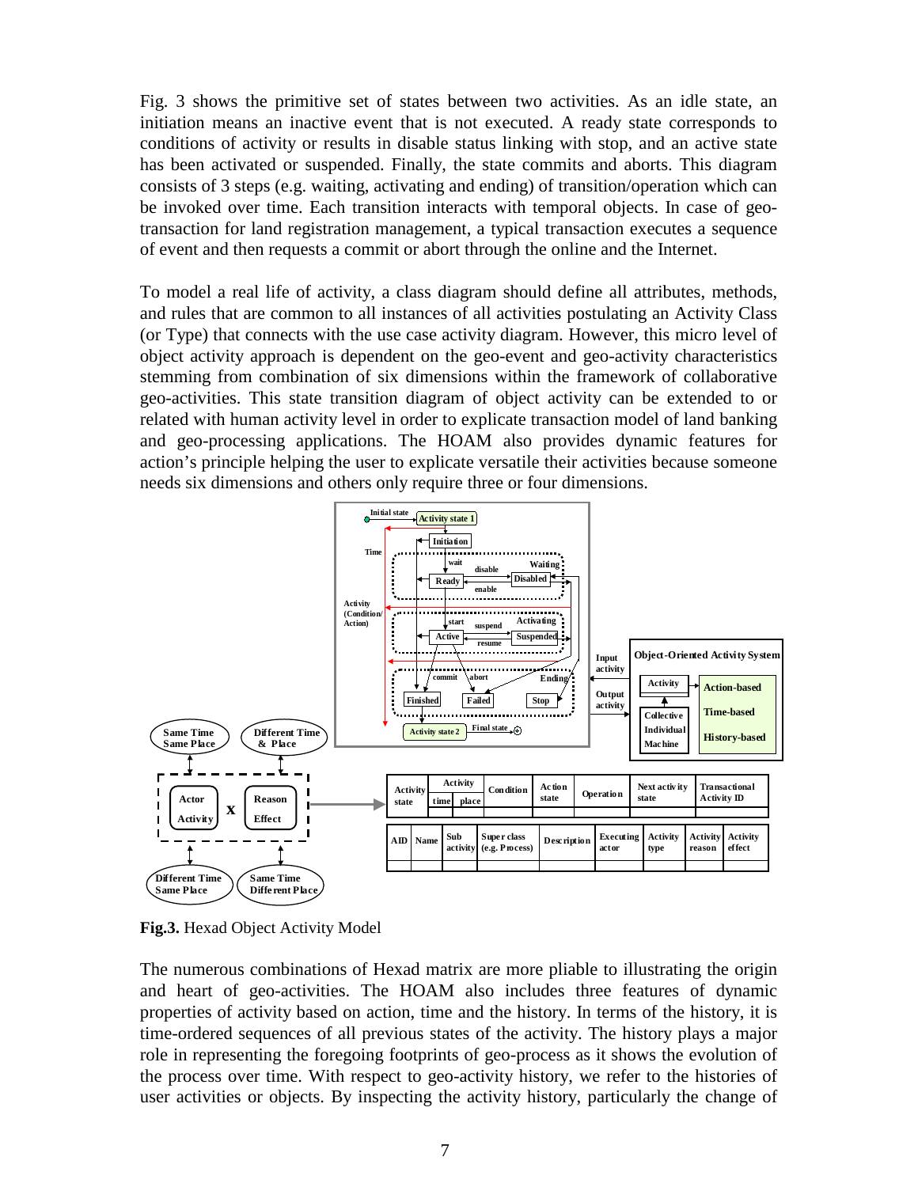Fig. 3 shows the primitive set of states between two activities. As an idle state, an initiation means an inactive event that is not executed. A ready state corresponds to conditions of activity or results in disable status linking with stop, and an active state has been activated or suspended. Finally, the state commits and aborts. This diagram consists of 3 steps (e.g. waiting, activating and ending) of transition/operation which can be invoked over time. Each transition interacts with temporal objects. In case of geo-transaction for land registration management, a typical transaction executes a sequence of event and then requests a commit or abort through the online and the Internet.

To model a real life of activity, a class diagram should define all attributes, methods, and rules that are common to all instances of all activities postulating an Activity Class (or Type) that connects with the use case activity diagram. However, this micro level of object activity approach is dependent on the geo-event and geo-activity characteristics stemming from combination of six dimensions within the framework of collaborative geo-activities. This state transition diagram of object activity can be extended to or related with human activity level in order to explicate transaction model of land banking and geo-processing applications. The HOAM also provides dynamic features for action's principle helping the user to explicate versatile their activities because someone needs six dimensions and others only require three or four dimensions.

**Fig.3.** Hexad Object Activity Model

The numerous combinations of Hexad matrix are more pliable to illustrating the origin and heart of geo-activities. The HOAM also includes three features of dynamic properties of activity based on action, time and the history. In terms of the history, it is time-ordered sequences of all previous states of the activity. The history plays a major role in representing the foregoing footprints of geo-process as it shows the evolution of the process over time. With respect to geo-activity history, we refer to the histories of user activities or objects. By inspecting the activity history, particularly the change of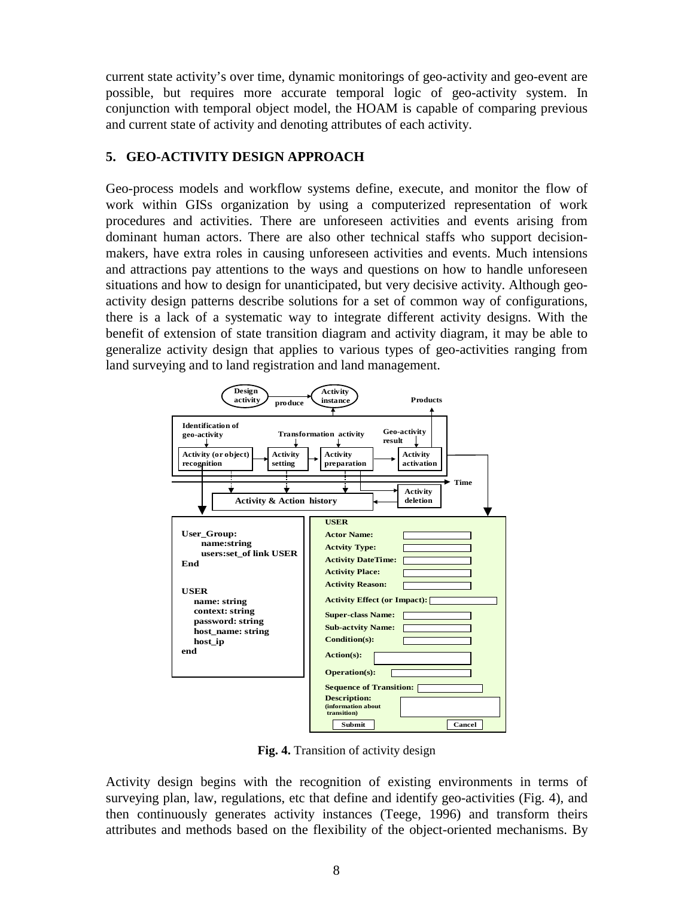current state activity's over time, dynamic monitorings of geo-activity and geo-event are possible, but requires more accurate temporal logic of geo-activity system. In conjunction with temporal object model, the HOAM is capable of comparing previous and current state of activity and denoting attributes of each activity.

## 5. GEO-ACTIVITY DESIGN APPROACH

Geo-process models and workflow systems define, execute, and monitor the flow of work within GISs organization by using a computerized representation of work procedures and activities. There are unforeseen activities and events arising from dominant human actors. There are also other technical staffs who support decision-makers, have extra roles in causing unforeseen activities and events. Much intensions and attractions pay attentions to the ways and questions on how to handle unforeseen situations and how to design for unanticipated, but very decisive activity. Although geo-activity design patterns describe solutions for a set of common way of configurations, there is a lack of a systematic way to integrate different activity designs. With the benefit of extension of state transition diagram and activity diagram, it may be able to generalize activity design that applies to various types of geo-activities ranging from land surveying and to land registration and land management.

**Fig. 4.** Transition of activity design

Activity design begins with the recognition of existing environments in terms of surveying plan, law, regulations, etc that define and identify geo-activities (Fig. 4), and then continuously generates activity instances (Teege, 1996) and transform theirs attributes and methods based on the flexibility of the object-oriented mechanisms. By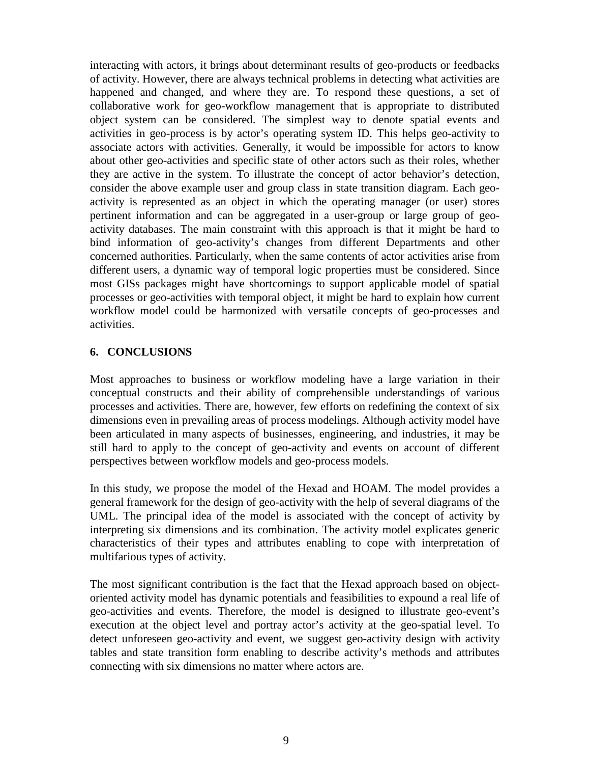interacting with actors, it brings about determinant results of geo-products or feedbacks of activity. However, there are always technical problems in detecting what activities are happened and changed, and where they are. To respond these questions, a set of collaborative work for geo-workflow management that is appropriate to distributed object system can be considered. The simplest way to denote spatial events and activities in geo-process is by actor's operating system ID. This helps geo-activity to associate actors with activities. Generally, it would be impossible for actors to know about other geo-activities and specific state of other actors such as their roles, whether they are active in the system. To illustrate the concept of actor behavior's detection, consider the above example user and group class in state transition diagram. Each geo-activity is represented as an object in which the operating manager (or user) stores pertinent information and can be aggregated in a user-group or large group of geo-activity databases. The main constraint with this approach is that it might be hard to bind information of geo-activity's changes from different Departments and other concerned authorities. Particularly, when the same contents of actor activities arise from different users, a dynamic way of temporal logic properties must be considered. Since most GISs packages might have shortcomings to support applicable model of spatial processes or geo-activities with temporal object, it might be hard to explain how current workflow model could be harmonized with versatile concepts of geo-processes and activities.

## 6. CONCLUSIONS

Most approaches to business or workflow modeling have a large variation in their conceptual constructs and their ability of comprehensible understandings of various processes and activities. There are, however, few efforts on redefining the context of six dimensions even in prevailing areas of process modelings. Although activity model have been articulated in many aspects of businesses, engineering, and industries, it may be still hard to apply to the concept of geo-activity and events on account of different perspectives between workflow models and geo-process models.

In this study, we propose the model of the Hexad and HOAM. The model provides a general framework for the design of geo-activity with the help of several diagrams of the UML. The principal idea of the model is associated with the concept of activity by interpreting six dimensions and its combination. The activity model explicates generic characteristics of their types and attributes enabling to cope with interpretation of multifarious types of activity.

The most significant contribution is the fact that the Hexad approach based on object-oriented activity model has dynamic potentials and feasibilities to expound a real life of geo-activities and events. Therefore, the model is designed to illustrate geo-event's execution at the object level and portray actor's activity at the geo-spatial level. To detect unforeseen geo-activity and event, we suggest geo-activity design with activity tables and state transition form enabling to describe activity's methods and attributes connecting with six dimensions no matter where actors are.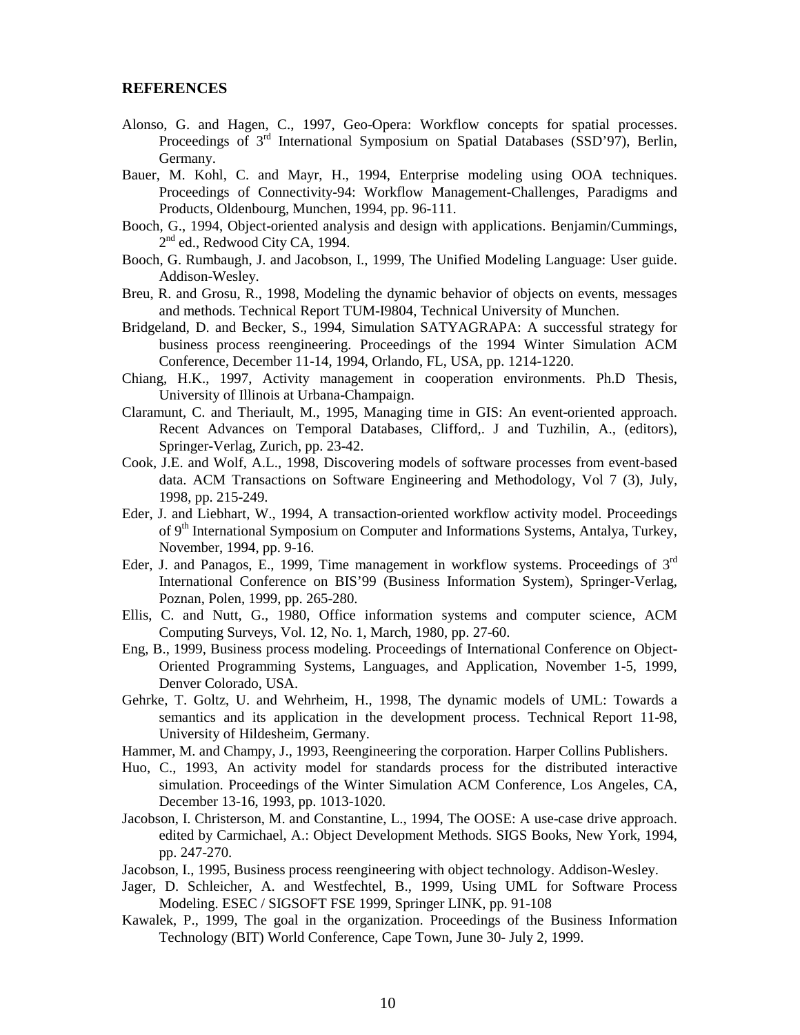## REFERENCES

Alonso, G. and Hagen, C., 1997, Geo-Opera: Workflow concepts for spatial processes. Proceedings of 3rd International Symposium on Spatial Databases (SSD'97), Berlin, Germany.

Bauer, M. Kohl, C. and Mayr, H., 1994, Enterprise modeling using OOA techniques. Proceedings of Connectivity-94: Workflow Management-Challenges, Paradigms and Products, Oldenbourg, Munchen, 1994, pp. 96-111.

Booch, G., 1994, Object-oriented analysis and design with applications. Benjamin/Cummings, 2nd ed., Redwood City CA, 1994.

Booch, G. Rumbaugh, J. and Jacobson, I., 1999, The Unified Modeling Language: User guide. Addison-Wesley.

Breu, R. and Grosu, R., 1998, Modeling the dynamic behavior of objects on events, messages and methods. Technical Report TUM-I9804, Technical University of Munchen.

Bridgeland, D. and Becker, S., 1994, Simulation SATYAGRAPA: A successful strategy for business process reengineering. Proceedings of the 1994 Winter Simulation ACM Conference, December 11-14, 1994, Orlando, FL, USA, pp. 1214-1220.

Chiang, H.K., 1997, Activity management in cooperation environments. Ph.D Thesis, University of Illinois at Urbana-Champaign.

Claramunt, C. and Theriault, M., 1995, Managing time in GIS: An event-oriented approach. Recent Advances on Temporal Databases, Clifford,. J and Tuzhilin, A., (editors), Springer-Verlag, Zurich, pp. 23-42.

Cook, J.E. and Wolf, A.L., 1998, Discovering models of software processes from event-based data. ACM Transactions on Software Engineering and Methodology, Vol 7 (3), July, 1998, pp. 215-249.

Eder, J. and Liebhart, W., 1994, A transaction-oriented workflow activity model. Proceedings of 9th International Symposium on Computer and Informations Systems, Antalya, Turkey, November, 1994, pp. 9-16.

Eder, J. and Panagos, E., 1999, Time management in workflow systems. Proceedings of 3rd International Conference on BIS'99 (Business Information System), Springer-Verlag, Poznan, Polen, 1999, pp. 265-280.

Ellis, C. and Nutt, G., 1980, Office information systems and computer science, ACM Computing Surveys, Vol. 12, No. 1, March, 1980, pp. 27-60.

Eng, B., 1999, Business process modeling. Proceedings of International Conference on Object-Oriented Programming Systems, Languages, and Application, November 1-5, 1999, Denver Colorado, USA.

Gehrke, T. Goltz, U. and Wehrheim, H., 1998, The dynamic models of UML: Towards a semantics and its application in the development process. Technical Report 11-98, University of Hildesheim, Germany.

Hammer, M. and Champy, J., 1993, Reengineering the corporation. Harper Collins Publishers.

Huo, C., 1993, An activity model for standards process for the distributed interactive simulation. Proceedings of the Winter Simulation ACM Conference, Los Angeles, CA, December 13-16, 1993, pp. 1013-1020.

Jacobson, I. Christerson, M. and Constantine, L., 1994, The OOSE: A use-case drive approach. edited by Carmichael, A.: Object Development Methods. SIGS Books, New York, 1994, pp. 247-270.

Jacobson, I., 1995, Business process reengineering with object technology. Addison-Wesley.

Jager, D. Schleicher, A. and Westfechtel, B., 1999, Using UML for Software Process Modeling. ESEC / SIGSOFT FSE 1999, Springer LINK, pp. 91-108

Kawalek, P., 1999, The goal in the organization. Proceedings of the Business Information Technology (BIT) World Conference, Cape Town, June 30- July 2, 1999.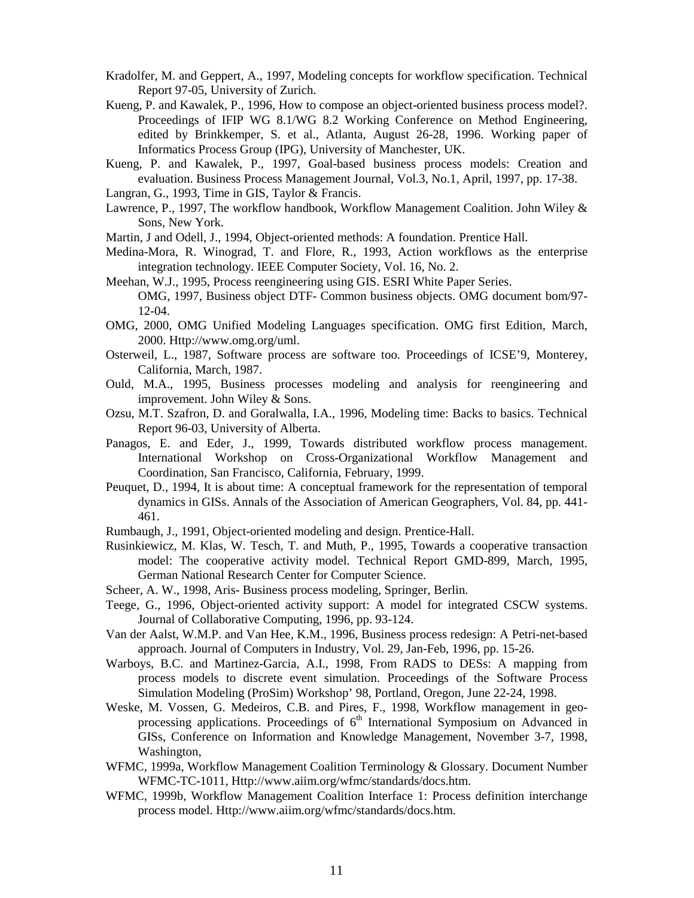Kradolfer, M. and Geppert, A., 1997, Modeling concepts for workflow specification. Technical Report 97-05, University of Zurich.

Kueng, P. and Kawalek, P., 1996, How to compose an object-oriented business process model?. Proceedings of IFIP WG 8.1/WG 8.2 Working Conference on Method Engineering, edited by Brinkkemper, S. et al., Atlanta, August 26-28, 1996. Working paper of Informatics Process Group (IPG), University of Manchester, UK.

Kueng, P. and Kawalek, P., 1997, Goal-based business process models: Creation and evaluation. Business Process Management Journal, Vol.3, No.1, April, 1997, pp. 17-38.

Langran, G., 1993, Time in GIS, Taylor & Francis.

Lawrence, P., 1997, The workflow handbook, Workflow Management Coalition. John Wiley & Sons, New York.

Martin, J and Odell, J., 1994, Object-oriented methods: A foundation. Prentice Hall.

Medina-Mora, R. Winograd, T. and Flore, R., 1993, Action workflows as the enterprise integration technology. IEEE Computer Society, Vol. 16, No. 2.

Meehan, W.J., 1995, Process reengineering using GIS. ESRI White Paper Series.

OMG, 1997, Business object DTF- Common business objects. OMG document bom/97-12-04.

OMG, 2000, OMG Unified Modeling Languages specification. OMG first Edition, March, 2000. Http://www.omg.org/uml.

Osterweil, L., 1987, Software process are software too. Proceedings of ICSE'9, Monterey, California, March, 1987.

Ould, M.A., 1995, Business processes modeling and analysis for reengineering and improvement. John Wiley & Sons.

Ozsu, M.T. Szafron, D. and Goralwalla, I.A., 1996, Modeling time: Backs to basics. Technical Report 96-03, University of Alberta.

Panagos, E. and Eder, J., 1999, Towards distributed workflow process management. International Workshop on Cross-Organizational Workflow Management and Coordination, San Francisco, California, February, 1999.

Peuquet, D., 1994, It is about time: A conceptual framework for the representation of temporal dynamics in GISs. Annals of the Association of American Geographers, Vol. 84, pp. 441-461.

Rumbaugh, J., 1991, Object-oriented modeling and design. Prentice-Hall.

Rusinkiewicz, M. Klas, W. Tesch, T. and Muth, P., 1995, Towards a cooperative transaction model: The cooperative activity model. Technical Report GMD-899, March, 1995, German National Research Center for Computer Science.

Scheer, A. W., 1998, Aris- Business process modeling, Springer, Berlin.

Teege, G., 1996, Object-oriented activity support: A model for integrated CSCW systems. Journal of Collaborative Computing, 1996, pp. 93-124.

Van der Aalst, W.M.P. and Van Hee, K.M., 1996, Business process redesign: A Petri-net-based approach. Journal of Computers in Industry, Vol. 29, Jan-Feb, 1996, pp. 15-26.

Warboys, B.C. and Martinez-Garcia, A.I., 1998, From RADS to DESs: A mapping from process models to discrete event simulation. Proceedings of the Software Process Simulation Modeling (ProSim) Workshop' 98, Portland, Oregon, June 22-24, 1998.

Weske, M. Vossen, G. Medeiros, C.B. and Pires, F., 1998, Workflow management in geo-processing applications. Proceedings of 6th International Symposium on Advanced in GISs, Conference on Information and Knowledge Management, November 3-7, 1998, Washington,

WFMC, 1999a, Workflow Management Coalition Terminology & Glossary. Document Number WFMC-TC-1011, Http://www.aiim.org/wfmc/standards/docs.htm.

WFMC, 1999b, Workflow Management Coalition Interface 1: Process definition interchange process model. Http://www.aiim.org/wfmc/standards/docs.htm.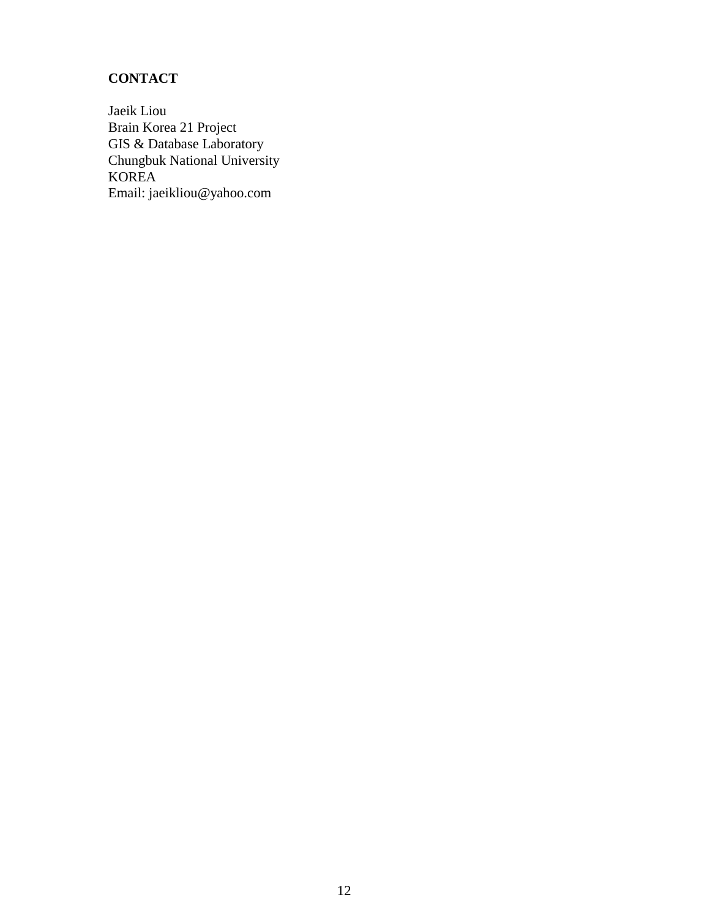## CONTACT

Jaeik Liou
Brain Korea 21 Project
GIS & Database Laboratory
Chungbuk National University
KOREA
Email: jaeikliou@yahoo.com